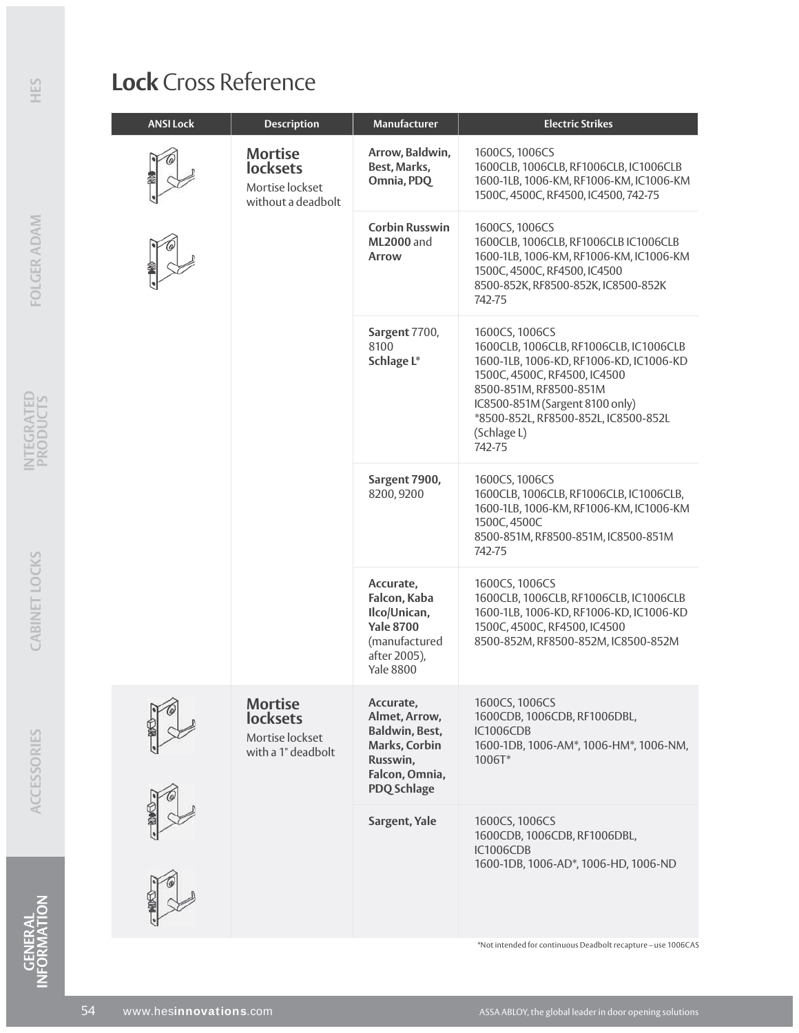# **Lock** Cross Reference

| ANSI Lock | Description | Manufacturer | Electric Strikes |
|---|---|---|---|
| | **Mortise locksets**<br>Mortise lockset without a deadbolt | **Arrow, Baldwin, Best, Marks, Omnia, PDQ** | 1600CS, 1006CS<br>1600CLB, 1006CLB, RF1006CLB, IC1006CLB<br>1600-1LB, 1006-KM, RF1006-KM, IC1006-KM<br>1500C, 4500C, RF4500, IC4500, 742-75 |
| | | **Corbin Russwin ML2000** and **Arrow** | 1600CS, 1006CS<br>1600CLB, 1006CLB, RF1006CLB IC1006CLB<br>1600-1LB, 1006-KM, RF1006-KM, IC1006-KM<br>1500C, 4500C, RF4500, IC4500<br>8500-852K, RF8500-852K, IC8500-852K<br>742-75 |
| | | **Sargent** 7700, 8100<br>**Schlage L*** | 1600CS, 1006CS<br>1600CLB, 1006CLB, RF1006CLB, IC1006CLB<br>1600-1LB, 1006-KD, RF1006-KD, IC1006-KD<br>1500C, 4500C, RF4500, IC4500<br>8500-851M, RF8500-851M<br>IC8500-851M (Sargent 8100 only)<br>*8500-852L, RF8500-852L, IC8500-852L (Schlage L)<br>742-75 |
| | | **Sargent 7900,** 8200, 9200 | 1600CS, 1006CS<br>1600CLB, 1006CLB, RF1006CLB, IC1006CLB,<br>1600-1LB, 1006-KM, RF1006-KM, IC1006-KM<br>1500C, 4500C<br>8500-851M, RF8500-851M, IC8500-851M<br>742-75 |
| | | **Accurate, Falcon, Kaba Ilco/Unican, Yale 8700** (manufactured after 2005), Yale 8800 | 1600CS, 1006CS<br>1600CLB, 1006CLB, RF1006CLB, IC1006CLB<br>1600-1LB, 1006-KD, RF1006-KD, IC1006-KD<br>1500C, 4500C, RF4500, IC4500<br>8500-852M, RF8500-852M, IC8500-852M |
| | **Mortise locksets**<br>Mortise lockset with a 1" deadbolt | **Accurate, Almet, Arrow, Baldwin, Best, Marks, Corbin Russwin, Falcon, Omnia, PDQ Schlage** | 1600CS, 1006CS<br>1600CDB, 1006CDB, RF1006DBL, IC1006CDB<br>1600-1DB, 1006-AM*, 1006-HM*, 1006-NM, 1006T* |
| | | **Sargent, Yale** | 1600CS, 1006CS<br>1600CDB, 1006CDB, RF1006DBL, IC1006CDB<br>1600-1DB, 1006-AD*, 1006-HD, 1006-ND |

*Not intended for continuous Deadbolt recapture – use 1006CAS

www.hesinnovations.com

ASSA ABLOY, the global leader in door opening solutions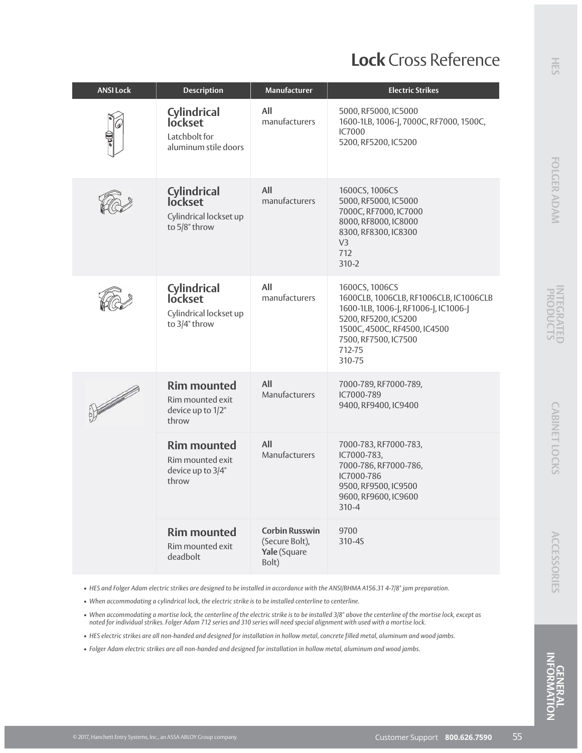# **Lock** Cross Reference

| ANSI Lock | Description | Manufacturer | Electric Strikes |
|---|---|---|---|
| | **Cylindrical lockset**<br>Latchbolt for aluminum stile doors | **All** manufacturers | 5000, RF5000, IC5000<br>1600-1LB, 1006-J, 7000C, RF7000, 1500C, IC7000<br>5200, RF5200, IC5200 |
| | **Cylindrical lockset**<br>Cylindrical lockset up to 5/8" throw | **All** manufacturers | 1600CS, 1006CS<br>5000, RF5000, IC5000<br>7000C, RF7000, IC7000<br>8000, RF8000, IC8000<br>8300, RF8300, IC8300<br>V3<br>712<br>310-2 |
| | **Cylindrical lockset**<br>Cylindrical lockset up to 3/4" throw | **All** manufacturers | 1600CS, 1006CS<br>1600CLB, 1006CLB, RF1006CLB, IC1006CLB<br>1600-1LB, 1006-J, RF1006-J, IC1006-J<br>5200, RF5200, IC5200<br>1500C, 4500C, RF4500, IC4500<br>7500, RF7500, IC7500<br>712-75<br>310-75 |
| | **Rim mounted**<br>Rim mounted exit device up to 1/2" throw | **All** Manufacturers | 7000-789, RF7000-789, IC7000-789<br>9400, RF9400, IC9400 |
| | **Rim mounted**<br>Rim mounted exit device up to 3/4" throw | **All** Manufacturers | 7000-783, RF7000-783, IC7000-783,<br>7000-786, RF7000-786, IC7000-786<br>9500, RF9500, IC9500<br>9600, RF9600, IC9600<br>310-4 |
| | **Rim mounted**<br>Rim mounted exit deadbolt | **Corbin Russwin** (Secure Bolt), **Yale** (Square Bolt) | 9700<br>310-4S |

- *HES and Folger Adam electric strikes are designed to be installed in accordance with the ANSI/BHMA A156.31 4-7/8" jam preparation.*
- *When accommodating a cylindrical lock, the electric strike is to be installed centerline to centerline.*
- *When accommodating a mortise lock, the centerline of the electric strike is to be installed 3/8" above the centerline of the mortise lock, except as noted for individual strikes. Folger Adam 712 series and 310 series will need special alignment with used with a mortise lock.*
- *HES electric strikes are all non-handed and designed for installation in hollow metal, concrete filled metal, aluminum and wood jambs.*
- *Folger Adam electric strikes are all non-handed and designed for installation in hollow metal, aluminum and wood jambs.*